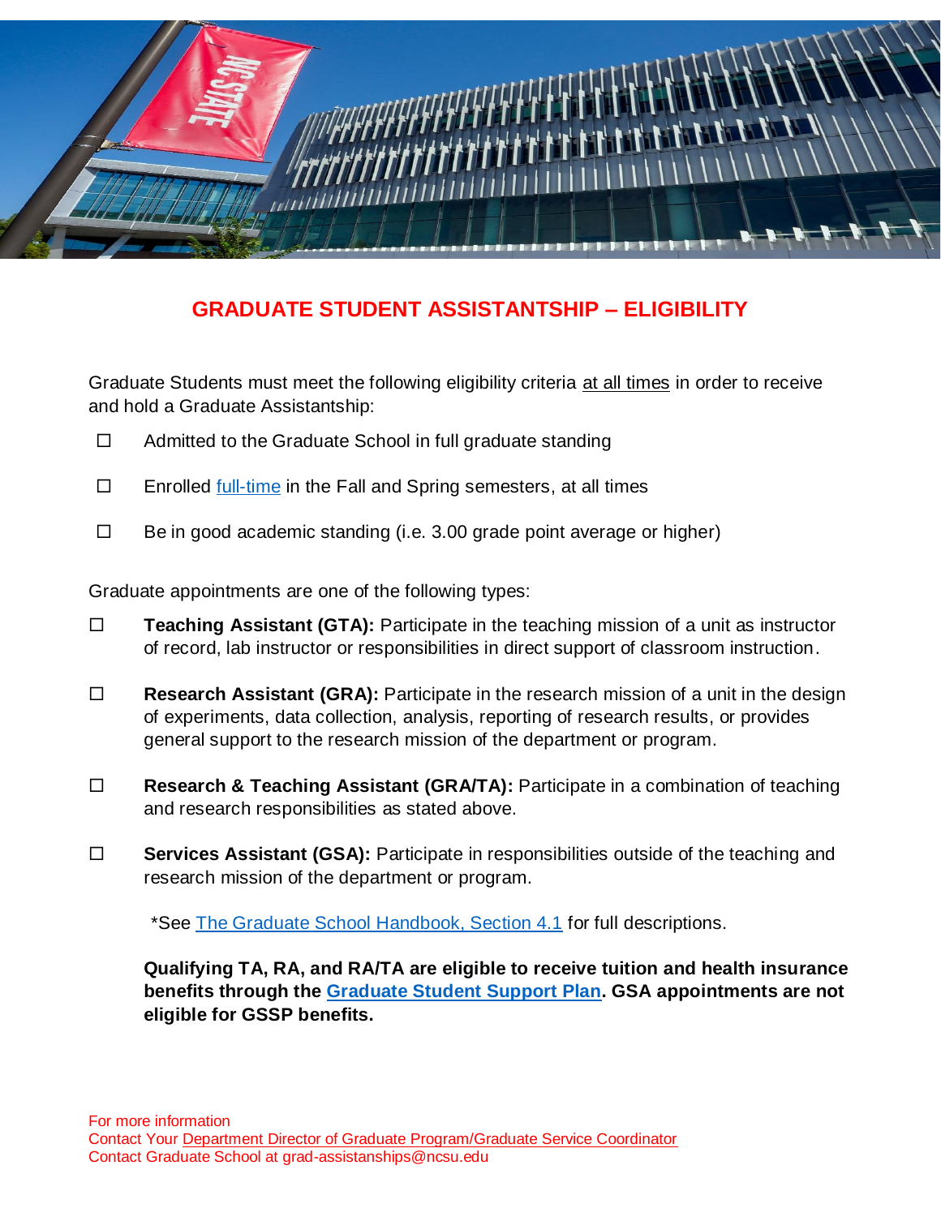# GRADUATE STUDENT ASSISTANTSHIP – ELIGIBILITY

Graduate Students must meet the following eligibility criteria at all times in order to receive and hold a Graduate Assistantship:

- ☐ Admitted to the Graduate School in full graduate standing
- ☐ Enrolled full-time in the Fall and Spring semesters, at all times
- ☐ Be in good academic standing (i.e. 3.00 grade point average or higher)

Graduate appointments are one of the following types:

- ☐ **Teaching Assistant (GTA):** Participate in the teaching mission of a unit as instructor of record, lab instructor or responsibilities in direct support of classroom instruction.
- ☐ **Research Assistant (GRA):** Participate in the research mission of a unit in the design of experiments, data collection, analysis, reporting of research results, or provides general support to the research mission of the department or program.
- ☐ **Research & Teaching Assistant (GRA/TA):** Participate in a combination of teaching and research responsibilities as stated above.
- ☐ **Services Assistant (GSA):** Participate in responsibilities outside of the teaching and research mission of the department or program.

*See The Graduate School Handbook, Section 4.1 for full descriptions.

**Qualifying TA, RA, and RA/TA are eligible to receive tuition and health insurance benefits through the Graduate Student Support Plan. GSA appointments are not eligible for GSSP benefits.**

For more information
Contact Your Department Director of Graduate Program/Graduate Service Coordinator
Contact Graduate School at grad-assistanships@ncsu.edu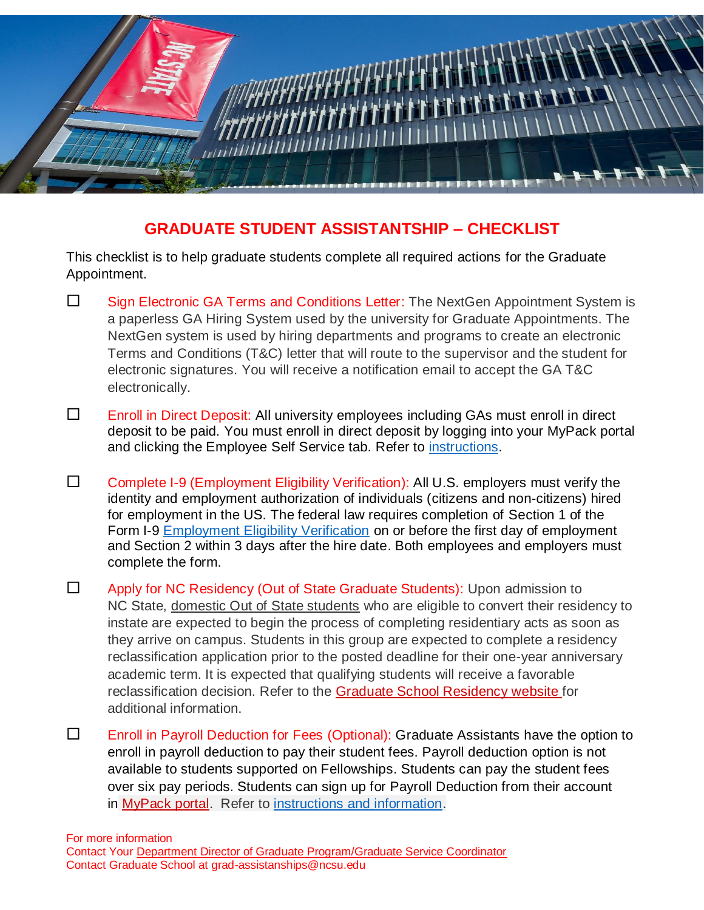## GRADUATE STUDENT ASSISTANTSHIP – CHECKLIST

This checklist is to help graduate students complete all required actions for the Graduate Appointment.

- ☐ **Sign Electronic GA Terms and Conditions Letter:** The NextGen Appointment System is a paperless GA Hiring System used by the university for Graduate Appointments. The NextGen system is used by hiring departments and programs to create an electronic Terms and Conditions (T&C) letter that will route to the supervisor and the student for electronic signatures. You will receive a notification email to accept the GA T&C electronically.

- ☐ **Enroll in Direct Deposit:** All university employees including GAs must enroll in direct deposit to be paid. You must enroll in direct deposit by logging into your MyPack portal and clicking the Employee Self Service tab. Refer to instructions.

- ☐ **Complete I-9 (Employment Eligibility Verification):** All U.S. employers must verify the identity and employment authorization of individuals (citizens and non-citizens) hired for employment in the US. The federal law requires completion of Section 1 of the Form I-9 Employment Eligibility Verification on or before the first day of employment and Section 2 within 3 days after the hire date. Both employees and employers must complete the form.

- ☐ **Apply for NC Residency (Out of State Graduate Students):** Upon admission to NC State, domestic Out of State students who are eligible to convert their residency to instate are expected to begin the process of completing residentiary acts as soon as they arrive on campus. Students in this group are expected to complete a residency reclassification application prior to the posted deadline for their one-year anniversary academic term. It is expected that qualifying students will receive a favorable reclassification decision. Refer to the Graduate School Residency website for additional information.

- ☐ **Enroll in Payroll Deduction for Fees (Optional):** Graduate Assistants have the option to enroll in payroll deduction to pay their student fees. Payroll deduction option is not available to students supported on Fellowships. Students can pay the student fees over six pay periods. Students can sign up for Payroll Deduction from their account in MyPack portal. Refer to instructions and information.

For more information
Contact Your Department Director of Graduate Program/Graduate Service Coordinator
Contact Graduate School at grad-assistanships@ncsu.edu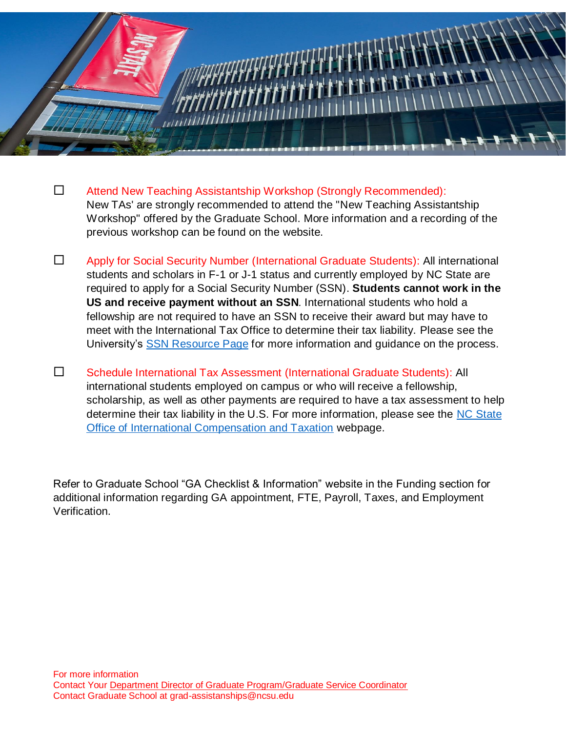- ☐ Attend New Teaching Assistantship Workshop (Strongly Recommended): New TAs' are strongly recommended to attend the "New Teaching Assistantship Workshop" offered by the Graduate School. More information and a recording of the previous workshop can be found on the website.

- ☐ Apply for Social Security Number (International Graduate Students): All international students and scholars in F-1 or J-1 status and currently employed by NC State are required to apply for a Social Security Number (SSN). **Students cannot work in the US and receive payment without an SSN**. International students who hold a fellowship are not required to have an SSN to receive their award but may have to meet with the International Tax Office to determine their tax liability. Please see the University's SSN Resource Page for more information and guidance on the process.

- ☐ Schedule International Tax Assessment (International Graduate Students): All international students employed on campus or who will receive a fellowship, scholarship, as well as other payments are required to have a tax assessment to help determine their tax liability in the U.S. For more information, please see the NC State Office of International Compensation and Taxation webpage.

Refer to Graduate School "GA Checklist & Information" website in the Funding section for additional information regarding GA appointment, FTE, Payroll, Taxes, and Employment Verification.

For more information
Contact Your Department Director of Graduate Program/Graduate Service Coordinator
Contact Graduate School at grad-assistanships@ncsu.edu